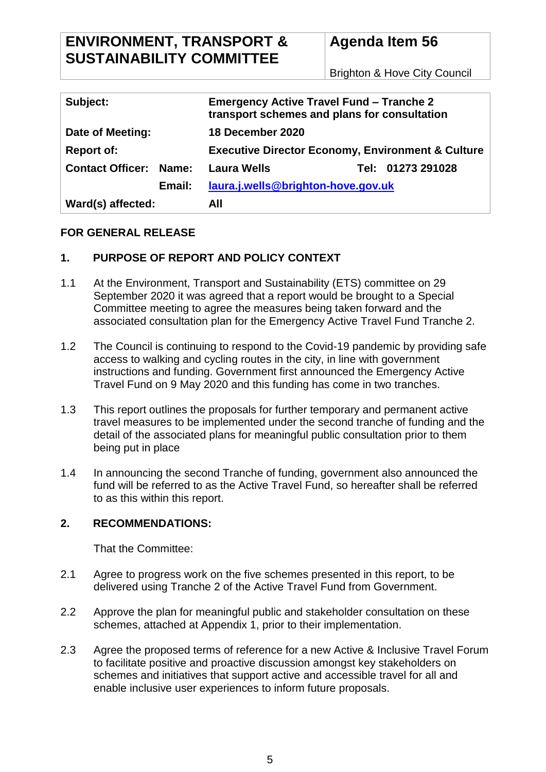| **ENVIRONMENT, TRANSPORT & SUSTAINABILITY COMMITTEE** | **Agenda Item 56** Brighton & Hove City Council |
|---|---|

| | | | |
|---|---|---|---|
| **Subject:** | | **Emergency Active Travel Fund – Tranche 2 transport schemes and plans for consultation** | |
| **Date of Meeting:** | | **18 December 2020** | |
| **Report of:** | | **Executive Director Economy, Environment & Culture** | |
| **Contact Officer:** | **Name:** | **Laura Wells** | **Tel: 01273 291028** |
| | **Email:** | **laura.j.wells@brighton-hove.gov.uk** | |
| **Ward(s) affected:** | | **All** | |

**FOR GENERAL RELEASE**

## 1. PURPOSE OF REPORT AND POLICY CONTEXT

1.1 At the Environment, Transport and Sustainability (ETS) committee on 29 September 2020 it was agreed that a report would be brought to a Special Committee meeting to agree the measures being taken forward and the associated consultation plan for the Emergency Active Travel Fund Tranche 2.

1.2 The Council is continuing to respond to the Covid-19 pandemic by providing safe access to walking and cycling routes in the city, in line with government instructions and funding. Government first announced the Emergency Active Travel Fund on 9 May 2020 and this funding has come in two tranches.

1.3 This report outlines the proposals for further temporary and permanent active travel measures to be implemented under the second tranche of funding and the detail of the associated plans for meaningful public consultation prior to them being put in place

1.4 In announcing the second Tranche of funding, government also announced the fund will be referred to as the Active Travel Fund, so hereafter shall be referred to as this within this report.

## 2. RECOMMENDATIONS:

That the Committee:

2.1 Agree to progress work on the five schemes presented in this report, to be delivered using Tranche 2 of the Active Travel Fund from Government.

2.2 Approve the plan for meaningful public and stakeholder consultation on these schemes, attached at Appendix 1, prior to their implementation.

2.3 Agree the proposed terms of reference for a new Active & Inclusive Travel Forum to facilitate positive and proactive discussion amongst key stakeholders on schemes and initiatives that support active and accessible travel for all and enable inclusive user experiences to inform future proposals.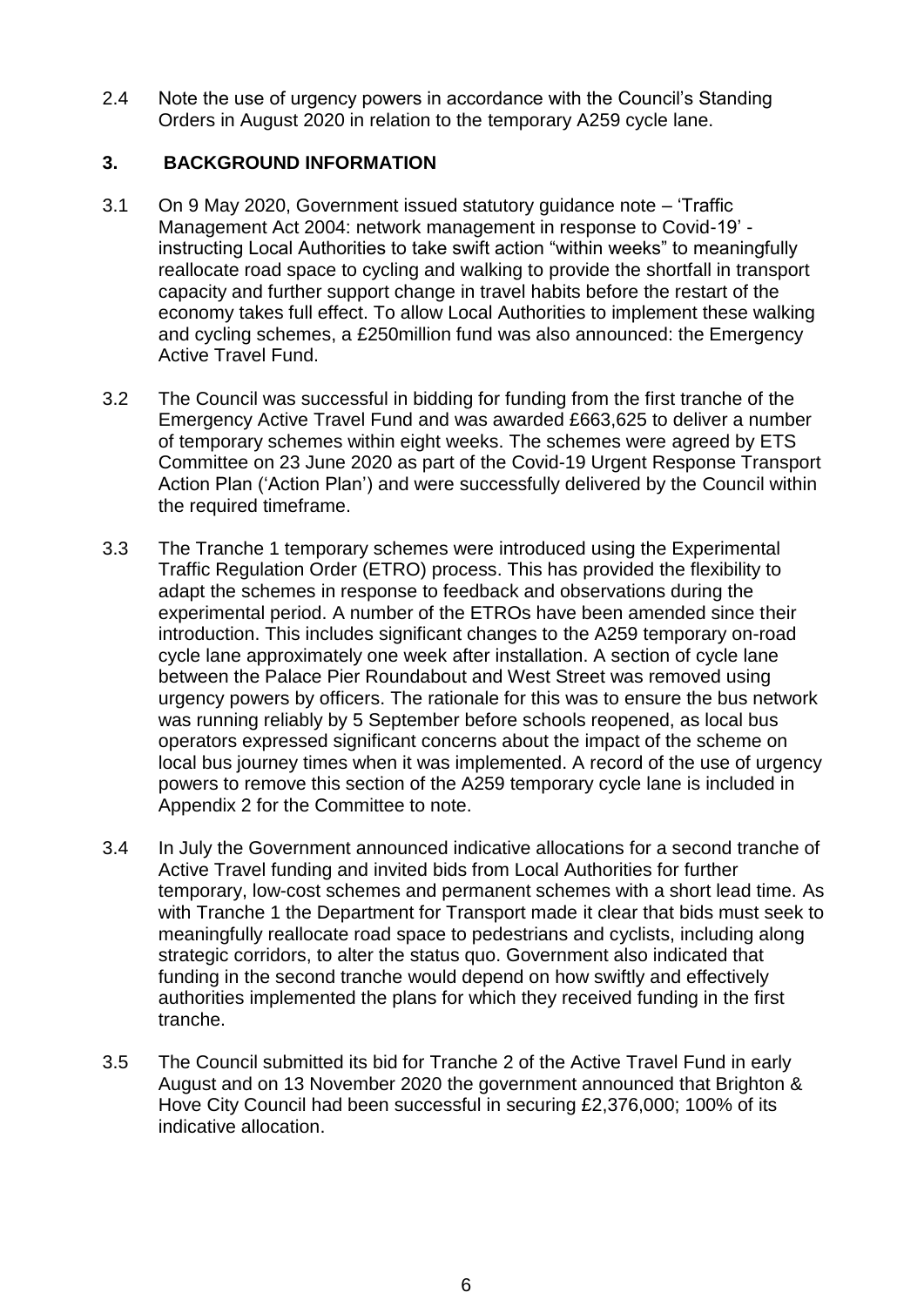2.4 Note the use of urgency powers in accordance with the Council's Standing Orders in August 2020 in relation to the temporary A259 cycle lane.

## 3. BACKGROUND INFORMATION

3.1 On 9 May 2020, Government issued statutory guidance note – 'Traffic Management Act 2004: network management in response to Covid-19' - instructing Local Authorities to take swift action "within weeks" to meaningfully reallocate road space to cycling and walking to provide the shortfall in transport capacity and further support change in travel habits before the restart of the economy takes full effect. To allow Local Authorities to implement these walking and cycling schemes, a £250million fund was also announced: the Emergency Active Travel Fund.

3.2 The Council was successful in bidding for funding from the first tranche of the Emergency Active Travel Fund and was awarded £663,625 to deliver a number of temporary schemes within eight weeks. The schemes were agreed by ETS Committee on 23 June 2020 as part of the Covid-19 Urgent Response Transport Action Plan ('Action Plan') and were successfully delivered by the Council within the required timeframe.

3.3 The Tranche 1 temporary schemes were introduced using the Experimental Traffic Regulation Order (ETRO) process. This has provided the flexibility to adapt the schemes in response to feedback and observations during the experimental period. A number of the ETROs have been amended since their introduction. This includes significant changes to the A259 temporary on-road cycle lane approximately one week after installation. A section of cycle lane between the Palace Pier Roundabout and West Street was removed using urgency powers by officers. The rationale for this was to ensure the bus network was running reliably by 5 September before schools reopened, as local bus operators expressed significant concerns about the impact of the scheme on local bus journey times when it was implemented. A record of the use of urgency powers to remove this section of the A259 temporary cycle lane is included in Appendix 2 for the Committee to note.

3.4 In July the Government announced indicative allocations for a second tranche of Active Travel funding and invited bids from Local Authorities for further temporary, low-cost schemes and permanent schemes with a short lead time. As with Tranche 1 the Department for Transport made it clear that bids must seek to meaningfully reallocate road space to pedestrians and cyclists, including along strategic corridors, to alter the status quo. Government also indicated that funding in the second tranche would depend on how swiftly and effectively authorities implemented the plans for which they received funding in the first tranche.

3.5 The Council submitted its bid for Tranche 2 of the Active Travel Fund in early August and on 13 November 2020 the government announced that Brighton & Hove City Council had been successful in securing £2,376,000; 100% of its indicative allocation.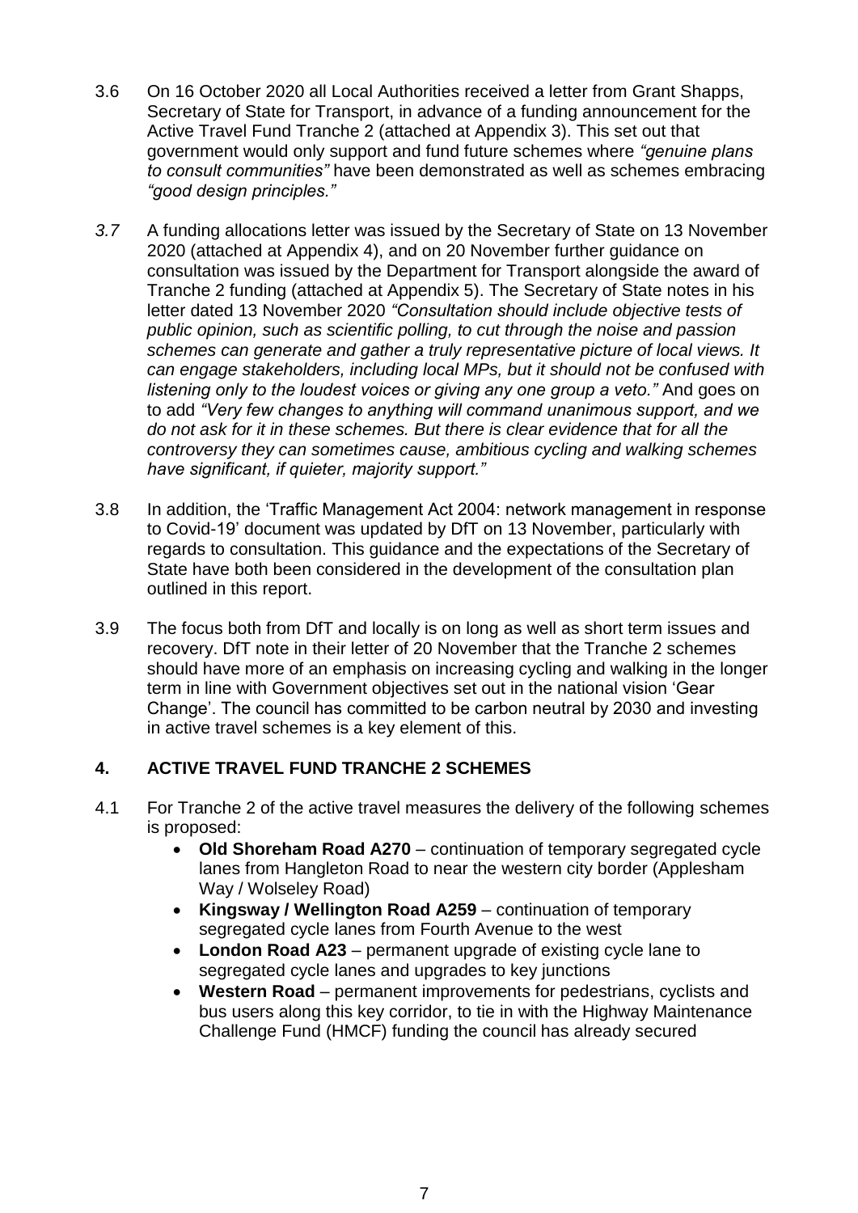3.6 On 16 October 2020 all Local Authorities received a letter from Grant Shapps, Secretary of State for Transport, in advance of a funding announcement for the Active Travel Fund Tranche 2 (attached at Appendix 3). This set out that government would only support and fund future schemes where *"genuine plans to consult communities"* have been demonstrated as well as schemes embracing *"good design principles."*

*3.7* A funding allocations letter was issued by the Secretary of State on 13 November 2020 (attached at Appendix 4), and on 20 November further guidance on consultation was issued by the Department for Transport alongside the award of Tranche 2 funding (attached at Appendix 5). The Secretary of State notes in his letter dated 13 November 2020 *"Consultation should include objective tests of public opinion, such as scientific polling, to cut through the noise and passion schemes can generate and gather a truly representative picture of local views. It can engage stakeholders, including local MPs, but it should not be confused with listening only to the loudest voices or giving any one group a veto."* And goes on to add *"Very few changes to anything will command unanimous support, and we do not ask for it in these schemes. But there is clear evidence that for all the controversy they can sometimes cause, ambitious cycling and walking schemes have significant, if quieter, majority support."*

3.8 In addition, the 'Traffic Management Act 2004: network management in response to Covid-19' document was updated by DfT on 13 November, particularly with regards to consultation. This guidance and the expectations of the Secretary of State have both been considered in the development of the consultation plan outlined in this report.

3.9 The focus both from DfT and locally is on long as well as short term issues and recovery. DfT note in their letter of 20 November that the Tranche 2 schemes should have more of an emphasis on increasing cycling and walking in the longer term in line with Government objectives set out in the national vision 'Gear Change'. The council has committed to be carbon neutral by 2030 and investing in active travel schemes is a key element of this.

## 4. ACTIVE TRAVEL FUND TRANCHE 2 SCHEMES

4.1 For Tranche 2 of the active travel measures the delivery of the following schemes is proposed:

- **Old Shoreham Road A270** – continuation of temporary segregated cycle lanes from Hangleton Road to near the western city border (Applesham Way / Wolseley Road)
- **Kingsway / Wellington Road A259** – continuation of temporary segregated cycle lanes from Fourth Avenue to the west
- **London Road A23** – permanent upgrade of existing cycle lane to segregated cycle lanes and upgrades to key junctions
- **Western Road** – permanent improvements for pedestrians, cyclists and bus users along this key corridor, to tie in with the Highway Maintenance Challenge Fund (HMCF) funding the council has already secured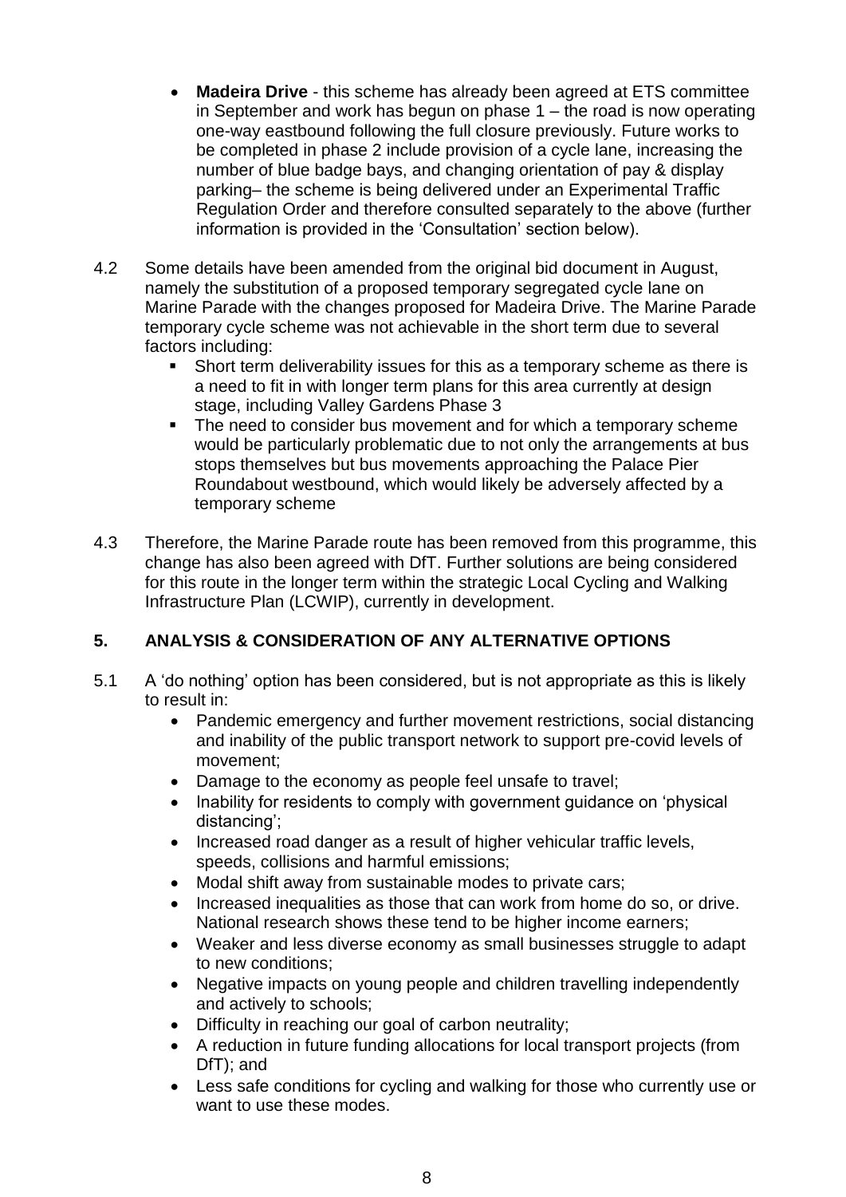- **Madeira Drive** - this scheme has already been agreed at ETS committee in September and work has begun on phase 1 – the road is now operating one-way eastbound following the full closure previously. Future works to be completed in phase 2 include provision of a cycle lane, increasing the number of blue badge bays, and changing orientation of pay & display parking– the scheme is being delivered under an Experimental Traffic Regulation Order and therefore consulted separately to the above (further information is provided in the 'Consultation' section below).

4.2 Some details have been amended from the original bid document in August, namely the substitution of a proposed temporary segregated cycle lane on Marine Parade with the changes proposed for Madeira Drive. The Marine Parade temporary cycle scheme was not achievable in the short term due to several factors including:

- Short term deliverability issues for this as a temporary scheme as there is a need to fit in with longer term plans for this area currently at design stage, including Valley Gardens Phase 3
- The need to consider bus movement and for which a temporary scheme would be particularly problematic due to not only the arrangements at bus stops themselves but bus movements approaching the Palace Pier Roundabout westbound, which would likely be adversely affected by a temporary scheme

4.3 Therefore, the Marine Parade route has been removed from this programme, this change has also been agreed with DfT. Further solutions are being considered for this route in the longer term within the strategic Local Cycling and Walking Infrastructure Plan (LCWIP), currently in development.

## 5. ANALYSIS & CONSIDERATION OF ANY ALTERNATIVE OPTIONS

5.1 A 'do nothing' option has been considered, but is not appropriate as this is likely to result in:

- Pandemic emergency and further movement restrictions, social distancing and inability of the public transport network to support pre-covid levels of movement;
- Damage to the economy as people feel unsafe to travel;
- Inability for residents to comply with government guidance on 'physical distancing';
- Increased road danger as a result of higher vehicular traffic levels, speeds, collisions and harmful emissions;
- Modal shift away from sustainable modes to private cars;
- Increased inequalities as those that can work from home do so, or drive. National research shows these tend to be higher income earners;
- Weaker and less diverse economy as small businesses struggle to adapt to new conditions;
- Negative impacts on young people and children travelling independently and actively to schools;
- Difficulty in reaching our goal of carbon neutrality;
- A reduction in future funding allocations for local transport projects (from DfT); and
- Less safe conditions for cycling and walking for those who currently use or want to use these modes.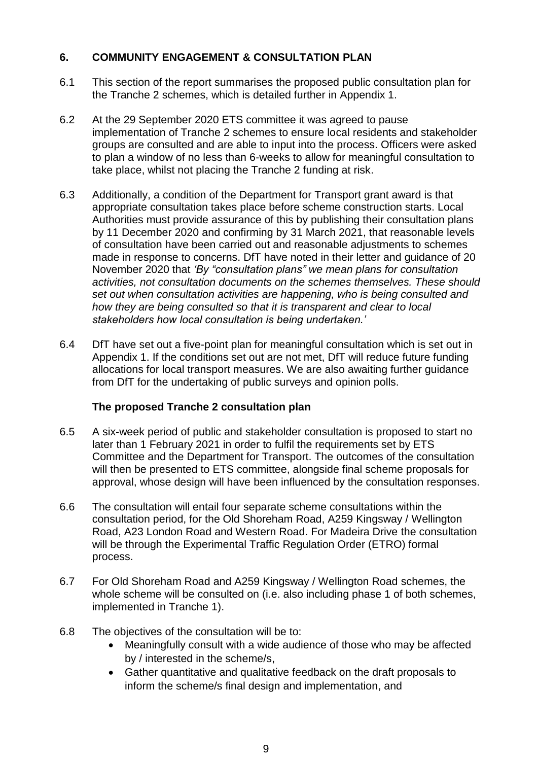## 6. COMMUNITY ENGAGEMENT & CONSULTATION PLAN

6.1 This section of the report summarises the proposed public consultation plan for the Tranche 2 schemes, which is detailed further in Appendix 1.

6.2 At the 29 September 2020 ETS committee it was agreed to pause implementation of Tranche 2 schemes to ensure local residents and stakeholder groups are consulted and are able to input into the process. Officers were asked to plan a window of no less than 6-weeks to allow for meaningful consultation to take place, whilst not placing the Tranche 2 funding at risk.

6.3 Additionally, a condition of the Department for Transport grant award is that appropriate consultation takes place before scheme construction starts. Local Authorities must provide assurance of this by publishing their consultation plans by 11 December 2020 and confirming by 31 March 2021, that reasonable levels of consultation have been carried out and reasonable adjustments to schemes made in response to concerns. DfT have noted in their letter and guidance of 20 November 2020 that *'By "consultation plans" we mean plans for consultation activities, not consultation documents on the schemes themselves. These should set out when consultation activities are happening, who is being consulted and how they are being consulted so that it is transparent and clear to local stakeholders how local consultation is being undertaken.'*

6.4 DfT have set out a five-point plan for meaningful consultation which is set out in Appendix 1. If the conditions set out are not met, DfT will reduce future funding allocations for local transport measures. We are also awaiting further guidance from DfT for the undertaking of public surveys and opinion polls.

### The proposed Tranche 2 consultation plan

6.5 A six-week period of public and stakeholder consultation is proposed to start no later than 1 February 2021 in order to fulfil the requirements set by ETS Committee and the Department for Transport. The outcomes of the consultation will then be presented to ETS committee, alongside final scheme proposals for approval, whose design will have been influenced by the consultation responses.

6.6 The consultation will entail four separate scheme consultations within the consultation period, for the Old Shoreham Road, A259 Kingsway / Wellington Road, A23 London Road and Western Road. For Madeira Drive the consultation will be through the Experimental Traffic Regulation Order (ETRO) formal process.

6.7 For Old Shoreham Road and A259 Kingsway / Wellington Road schemes, the whole scheme will be consulted on (i.e. also including phase 1 of both schemes, implemented in Tranche 1).

6.8 The objectives of the consultation will be to:

- Meaningfully consult with a wide audience of those who may be affected by / interested in the scheme/s,
- Gather quantitative and qualitative feedback on the draft proposals to inform the scheme/s final design and implementation, and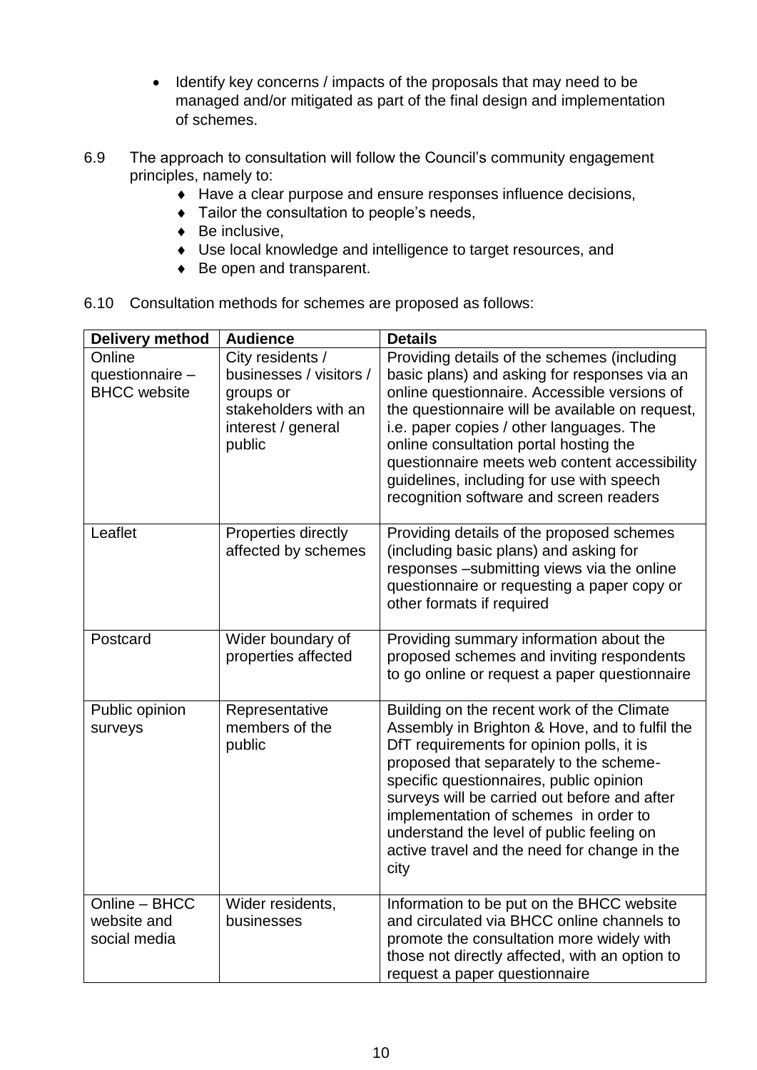- Identify key concerns / impacts of the proposals that may need to be managed and/or mitigated as part of the final design and implementation of schemes.

6.9 The approach to consultation will follow the Council's community engagement principles, namely to:

- Have a clear purpose and ensure responses influence decisions,
- Tailor the consultation to people's needs,
- Be inclusive,
- Use local knowledge and intelligence to target resources, and
- Be open and transparent.

6.10 Consultation methods for schemes are proposed as follows:

| Delivery method | Audience | Details |
|---|---|---|
| Online questionnaire – BHCC website | City residents / businesses / visitors / groups or stakeholders with an interest / general public | Providing details of the schemes (including basic plans) and asking for responses via an online questionnaire. Accessible versions of the questionnaire will be available on request, i.e. paper copies / other languages. The online consultation portal hosting the questionnaire meets web content accessibility guidelines, including for use with speech recognition software and screen readers |
| Leaflet | Properties directly affected by schemes | Providing details of the proposed schemes (including basic plans) and asking for responses –submitting views via the online questionnaire or requesting a paper copy or other formats if required |
| Postcard | Wider boundary of properties affected | Providing summary information about the proposed schemes and inviting respondents to go online or request a paper questionnaire |
| Public opinion surveys | Representative members of the public | Building on the recent work of the Climate Assembly in Brighton & Hove, and to fulfil the DfT requirements for opinion polls, it is proposed that separately to the scheme-specific questionnaires, public opinion surveys will be carried out before and after implementation of schemes in order to understand the level of public feeling on active travel and the need for change in the city |
| Online – BHCC website and social media | Wider residents, businesses | Information to be put on the BHCC website and circulated via BHCC online channels to promote the consultation more widely with those not directly affected, with an option to request a paper questionnaire |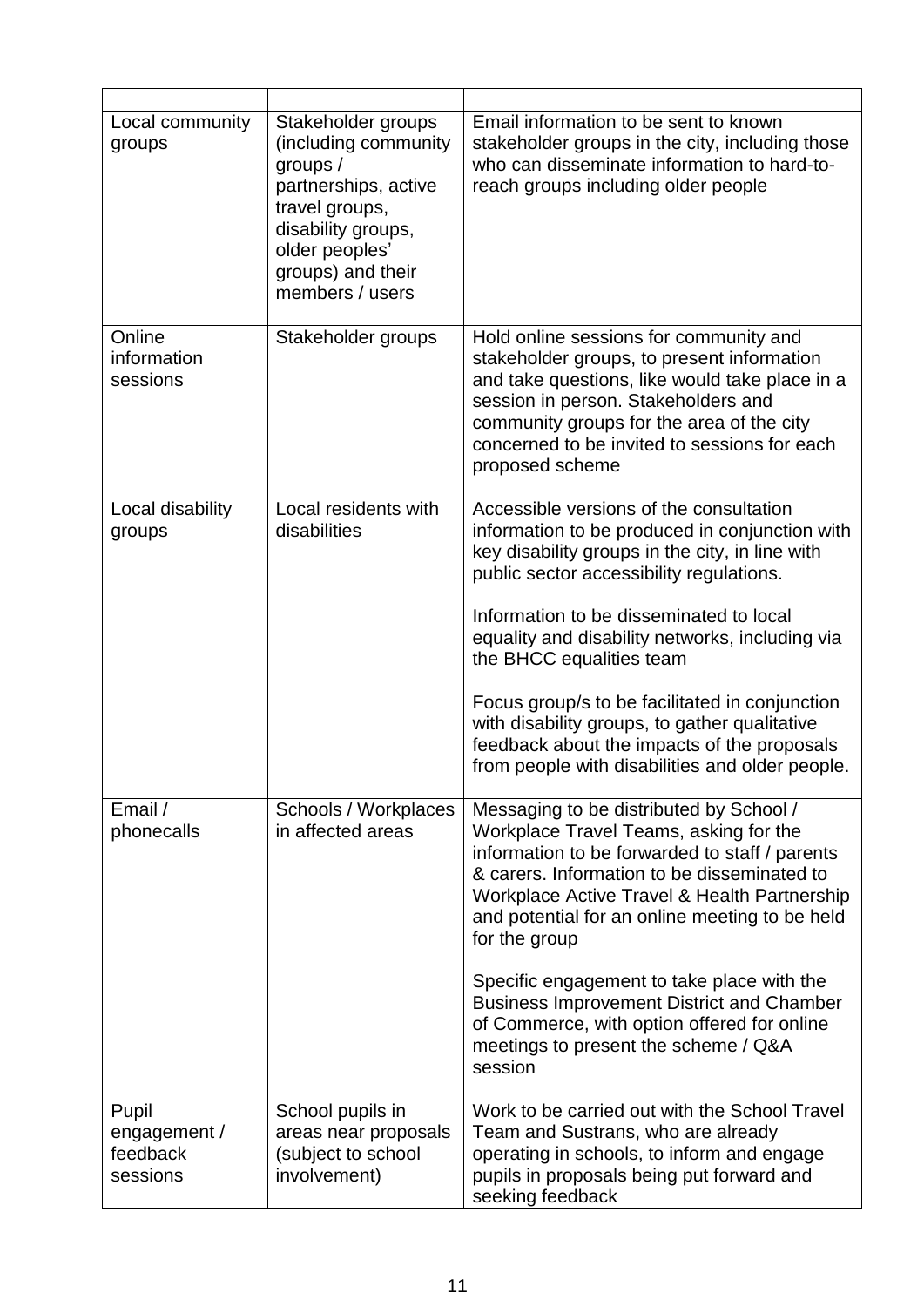| | | |
|---|---|---|
| Local community groups | Stakeholder groups (including community groups / partnerships, active travel groups, disability groups, older peoples' groups) and their members / users | Email information to be sent to known stakeholder groups in the city, including those who can disseminate information to hard-to-reach groups including older people |
| Online information sessions | Stakeholder groups | Hold online sessions for community and stakeholder groups, to present information and take questions, like would take place in a session in person. Stakeholders and community groups for the area of the city concerned to be invited to sessions for each proposed scheme |
| Local disability groups | Local residents with disabilities | Accessible versions of the consultation information to be produced in conjunction with key disability groups in the city, in line with public sector accessibility regulations.<br><br>Information to be disseminated to local equality and disability networks, including via the BHCC equalities team<br><br>Focus group/s to be facilitated in conjunction with disability groups, to gather qualitative feedback about the impacts of the proposals from people with disabilities and older people. |
| Email / phonecalls | Schools / Workplaces in affected areas | Messaging to be distributed by School / Workplace Travel Teams, asking for the information to be forwarded to staff / parents & carers. Information to be disseminated to Workplace Active Travel & Health Partnership and potential for an online meeting to be held for the group<br><br>Specific engagement to take place with the Business Improvement District and Chamber of Commerce, with option offered for online meetings to present the scheme / Q&A session |
| Pupil engagement / feedback sessions | School pupils in areas near proposals (subject to school involvement) | Work to be carried out with the School Travel Team and Sustrans, who are already operating in schools, to inform and engage pupils in proposals being put forward and seeking feedback |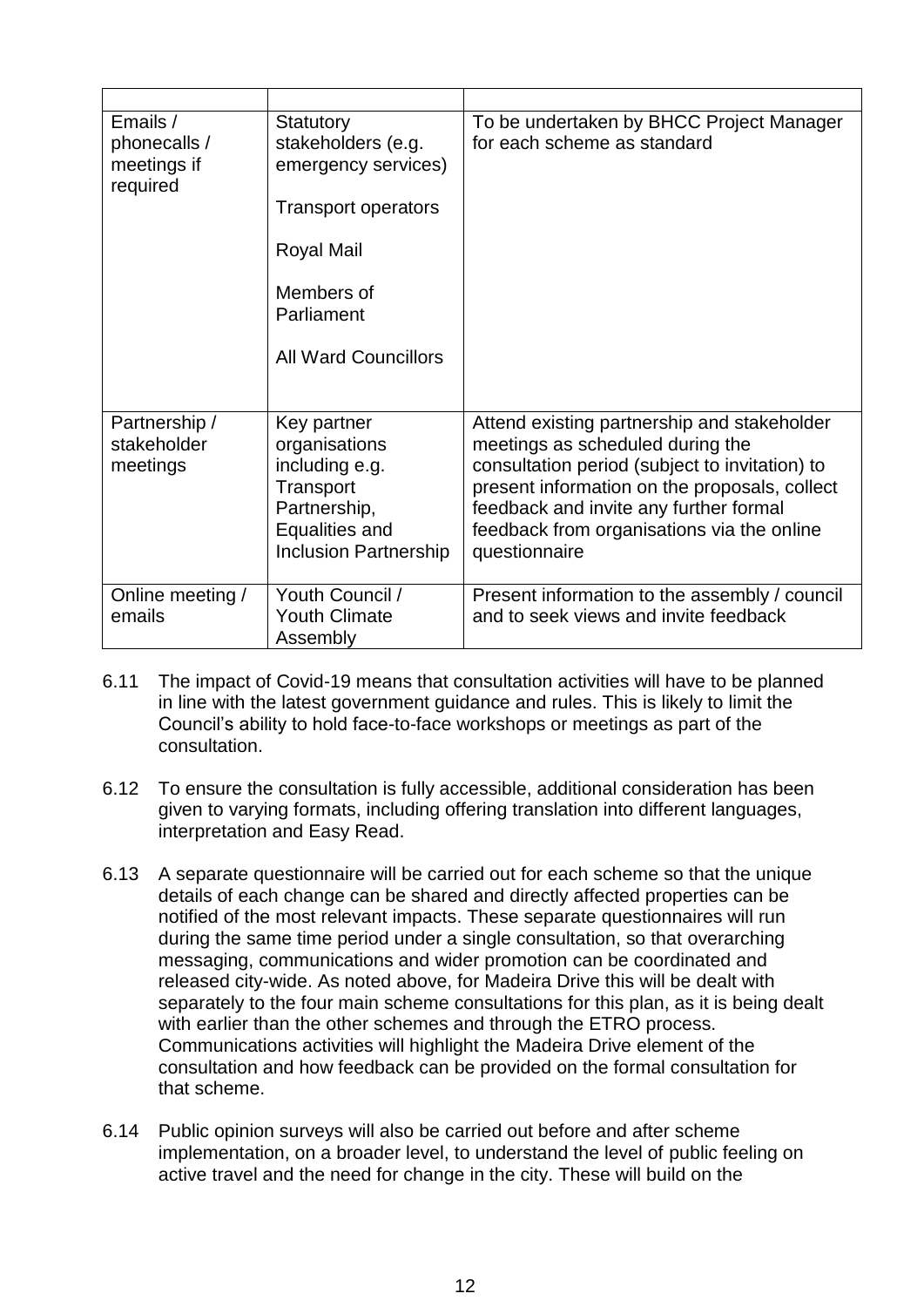| | | |
|---|---|---|
| Emails / phonecalls / meetings if required | Statutory stakeholders (e.g. emergency services)<br><br>Transport operators<br><br>Royal Mail<br><br>Members of Parliament<br><br>All Ward Councillors | To be undertaken by BHCC Project Manager for each scheme as standard |
| Partnership / stakeholder meetings | Key partner organisations including e.g. Transport Partnership, Equalities and Inclusion Partnership | Attend existing partnership and stakeholder meetings as scheduled during the consultation period (subject to invitation) to present information on the proposals, collect feedback and invite any further formal feedback from organisations via the online questionnaire |
| Online meeting / emails | Youth Council / Youth Climate Assembly | Present information to the assembly / council and to seek views and invite feedback |

6.11 The impact of Covid-19 means that consultation activities will have to be planned in line with the latest government guidance and rules. This is likely to limit the Council's ability to hold face-to-face workshops or meetings as part of the consultation.

6.12 To ensure the consultation is fully accessible, additional consideration has been given to varying formats, including offering translation into different languages, interpretation and Easy Read.

6.13 A separate questionnaire will be carried out for each scheme so that the unique details of each change can be shared and directly affected properties can be notified of the most relevant impacts. These separate questionnaires will run during the same time period under a single consultation, so that overarching messaging, communications and wider promotion can be coordinated and released city-wide. As noted above, for Madeira Drive this will be dealt with separately to the four main scheme consultations for this plan, as it is being dealt with earlier than the other schemes and through the ETRO process. Communications activities will highlight the Madeira Drive element of the consultation and how feedback can be provided on the formal consultation for that scheme.

6.14 Public opinion surveys will also be carried out before and after scheme implementation, on a broader level, to understand the level of public feeling on active travel and the need for change in the city. These will build on the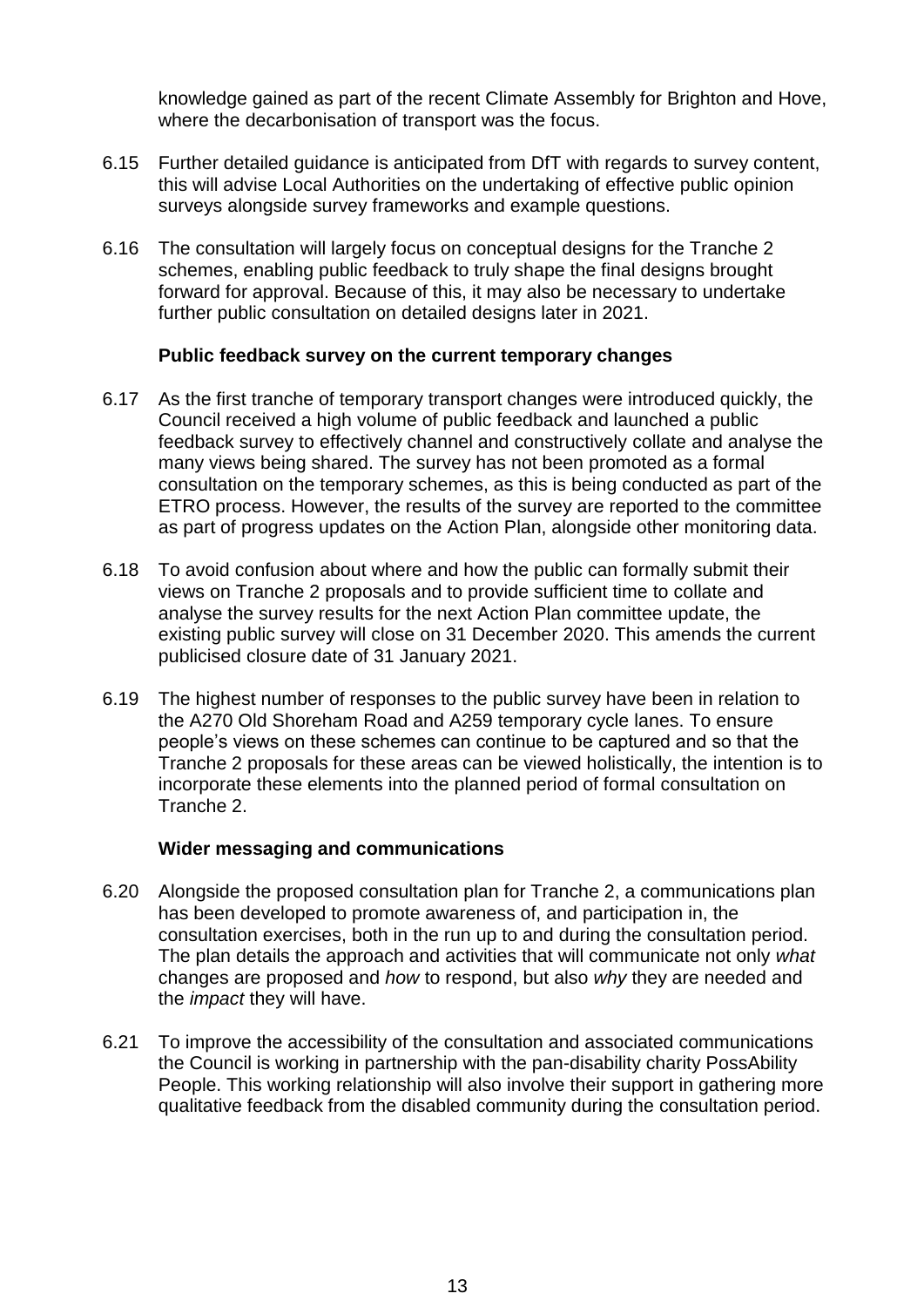knowledge gained as part of the recent Climate Assembly for Brighton and Hove, where the decarbonisation of transport was the focus.

6.15 Further detailed guidance is anticipated from DfT with regards to survey content, this will advise Local Authorities on the undertaking of effective public opinion surveys alongside survey frameworks and example questions.

6.16 The consultation will largely focus on conceptual designs for the Tranche 2 schemes, enabling public feedback to truly shape the final designs brought forward for approval. Because of this, it may also be necessary to undertake further public consultation on detailed designs later in 2021.

**Public feedback survey on the current temporary changes**

6.17 As the first tranche of temporary transport changes were introduced quickly, the Council received a high volume of public feedback and launched a public feedback survey to effectively channel and constructively collate and analyse the many views being shared. The survey has not been promoted as a formal consultation on the temporary schemes, as this is being conducted as part of the ETRO process. However, the results of the survey are reported to the committee as part of progress updates on the Action Plan, alongside other monitoring data.

6.18 To avoid confusion about where and how the public can formally submit their views on Tranche 2 proposals and to provide sufficient time to collate and analyse the survey results for the next Action Plan committee update, the existing public survey will close on 31 December 2020. This amends the current publicised closure date of 31 January 2021.

6.19 The highest number of responses to the public survey have been in relation to the A270 Old Shoreham Road and A259 temporary cycle lanes. To ensure people's views on these schemes can continue to be captured and so that the Tranche 2 proposals for these areas can be viewed holistically, the intention is to incorporate these elements into the planned period of formal consultation on Tranche 2.

**Wider messaging and communications**

6.20 Alongside the proposed consultation plan for Tranche 2, a communications plan has been developed to promote awareness of, and participation in, the consultation exercises, both in the run up to and during the consultation period. The plan details the approach and activities that will communicate not only *what* changes are proposed and *how* to respond, but also *why* they are needed and the *impact* they will have.

6.21 To improve the accessibility of the consultation and associated communications the Council is working in partnership with the pan-disability charity PossAbility People. This working relationship will also involve their support in gathering more qualitative feedback from the disabled community during the consultation period.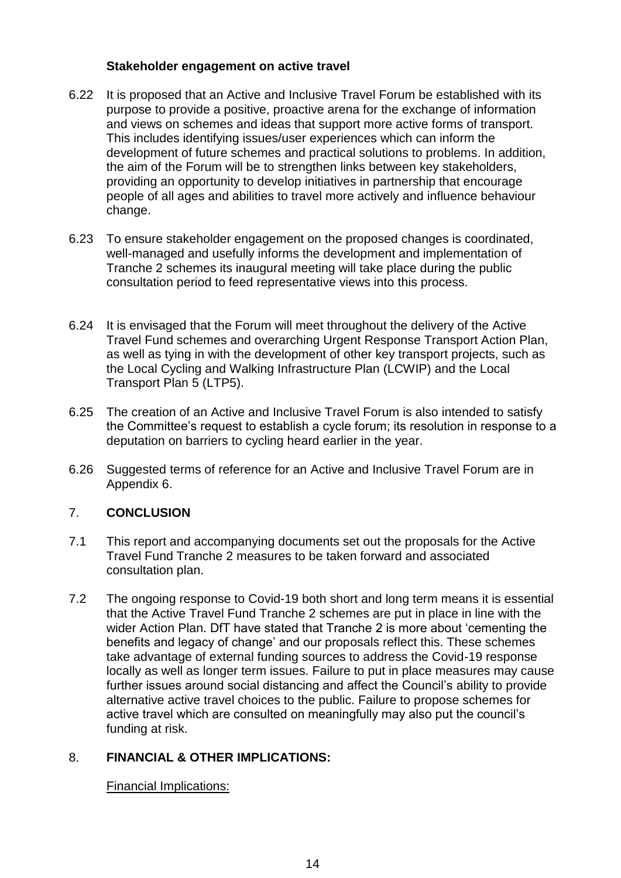**Stakeholder engagement on active travel**

6.22 It is proposed that an Active and Inclusive Travel Forum be established with its purpose to provide a positive, proactive arena for the exchange of information and views on schemes and ideas that support more active forms of transport. This includes identifying issues/user experiences which can inform the development of future schemes and practical solutions to problems. In addition, the aim of the Forum will be to strengthen links between key stakeholders, providing an opportunity to develop initiatives in partnership that encourage people of all ages and abilities to travel more actively and influence behaviour change.

6.23 To ensure stakeholder engagement on the proposed changes is coordinated, well-managed and usefully informs the development and implementation of Tranche 2 schemes its inaugural meeting will take place during the public consultation period to feed representative views into this process.

6.24 It is envisaged that the Forum will meet throughout the delivery of the Active Travel Fund schemes and overarching Urgent Response Transport Action Plan, as well as tying in with the development of other key transport projects, such as the Local Cycling and Walking Infrastructure Plan (LCWIP) and the Local Transport Plan 5 (LTP5).

6.25 The creation of an Active and Inclusive Travel Forum is also intended to satisfy the Committee's request to establish a cycle forum; its resolution in response to a deputation on barriers to cycling heard earlier in the year.

6.26 Suggested terms of reference for an Active and Inclusive Travel Forum are in Appendix 6.

## 7. CONCLUSION

7.1 This report and accompanying documents set out the proposals for the Active Travel Fund Tranche 2 measures to be taken forward and associated consultation plan.

7.2 The ongoing response to Covid-19 both short and long term means it is essential that the Active Travel Fund Tranche 2 schemes are put in place in line with the wider Action Plan. DfT have stated that Tranche 2 is more about 'cementing the benefits and legacy of change' and our proposals reflect this. These schemes take advantage of external funding sources to address the Covid-19 response locally as well as longer term issues. Failure to put in place measures may cause further issues around social distancing and affect the Council's ability to provide alternative active travel choices to the public. Failure to propose schemes for active travel which are consulted on meaningfully may also put the council's funding at risk.

## 8. FINANCIAL & OTHER IMPLICATIONS:

Financial Implications: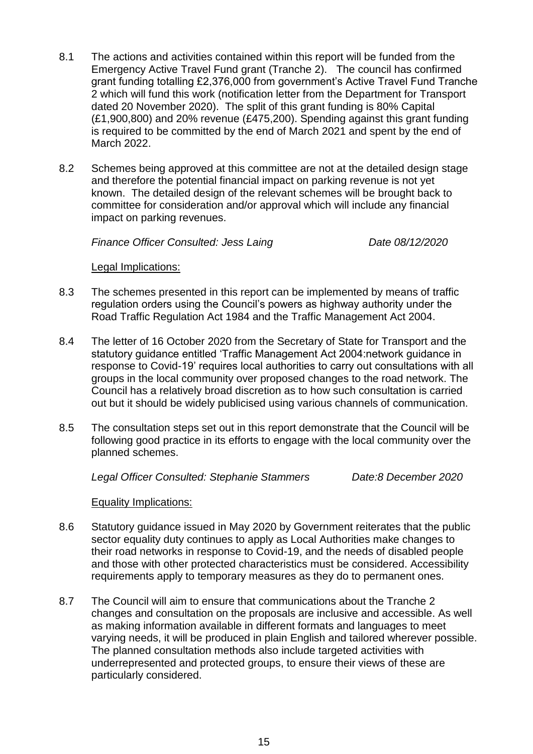8.1 The actions and activities contained within this report will be funded from the Emergency Active Travel Fund grant (Tranche 2). The council has confirmed grant funding totalling £2,376,000 from government's Active Travel Fund Tranche 2 which will fund this work (notification letter from the Department for Transport dated 20 November 2020). The split of this grant funding is 80% Capital (£1,900,800) and 20% revenue (£475,200). Spending against this grant funding is required to be committed by the end of March 2021 and spent by the end of March 2022.

8.2 Schemes being approved at this committee are not at the detailed design stage and therefore the potential financial impact on parking revenue is not yet known. The detailed design of the relevant schemes will be brought back to committee for consideration and/or approval which will include any financial impact on parking revenues.

*Finance Officer Consulted: Jess Laing* *Date 08/12/2020*

Legal Implications:

8.3 The schemes presented in this report can be implemented by means of traffic regulation orders using the Council's powers as highway authority under the Road Traffic Regulation Act 1984 and the Traffic Management Act 2004.

8.4 The letter of 16 October 2020 from the Secretary of State for Transport and the statutory guidance entitled 'Traffic Management Act 2004:network guidance in response to Covid-19' requires local authorities to carry out consultations with all groups in the local community over proposed changes to the road network. The Council has a relatively broad discretion as to how such consultation is carried out but it should be widely publicised using various channels of communication.

8.5 The consultation steps set out in this report demonstrate that the Council will be following good practice in its efforts to engage with the local community over the planned schemes.

*Legal Officer Consulted: Stephanie Stammers* *Date:8 December 2020*

Equality Implications:

8.6 Statutory guidance issued in May 2020 by Government reiterates that the public sector equality duty continues to apply as Local Authorities make changes to their road networks in response to Covid-19, and the needs of disabled people and those with other protected characteristics must be considered. Accessibility requirements apply to temporary measures as they do to permanent ones.

8.7 The Council will aim to ensure that communications about the Tranche 2 changes and consultation on the proposals are inclusive and accessible. As well as making information available in different formats and languages to meet varying needs, it will be produced in plain English and tailored wherever possible. The planned consultation methods also include targeted activities with underrepresented and protected groups, to ensure their views of these are particularly considered.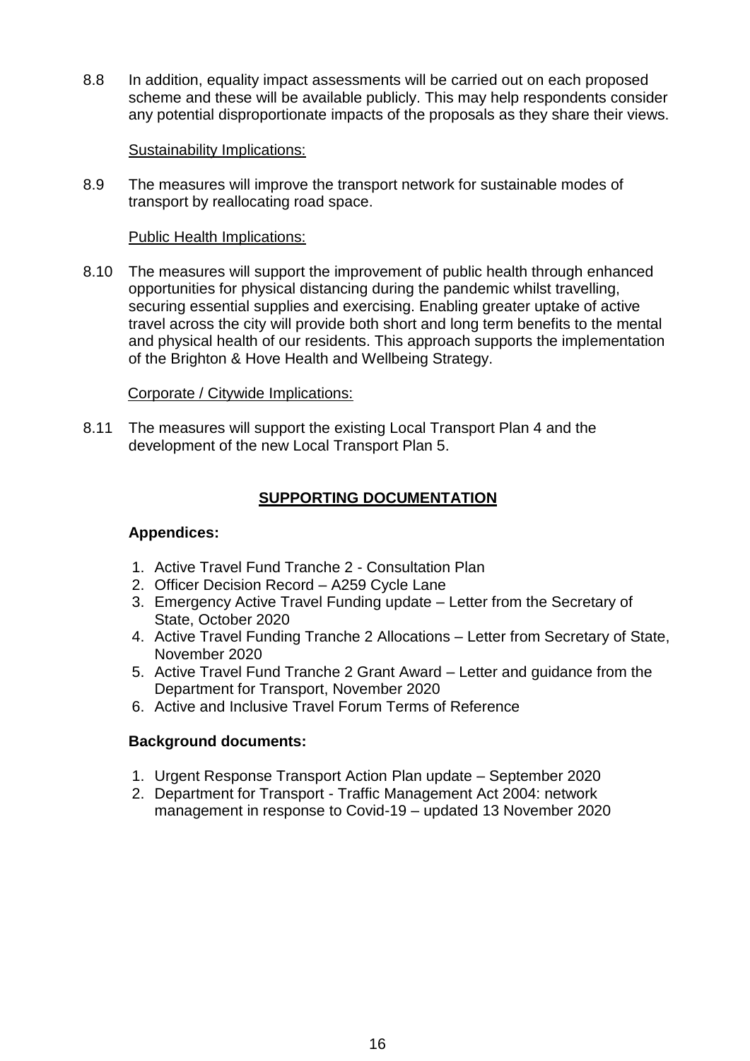8.8 In addition, equality impact assessments will be carried out on each proposed scheme and these will be available publicly. This may help respondents consider any potential disproportionate impacts of the proposals as they share their views.

Sustainability Implications:

8.9 The measures will improve the transport network for sustainable modes of transport by reallocating road space.

Public Health Implications:

8.10 The measures will support the improvement of public health through enhanced opportunities for physical distancing during the pandemic whilst travelling, securing essential supplies and exercising. Enabling greater uptake of active travel across the city will provide both short and long term benefits to the mental and physical health of our residents. This approach supports the implementation of the Brighton & Hove Health and Wellbeing Strategy.

Corporate / Citywide Implications:

8.11 The measures will support the existing Local Transport Plan 4 and the development of the new Local Transport Plan 5.

## SUPPORTING DOCUMENTATION

**Appendices:**

1. Active Travel Fund Tranche 2 - Consultation Plan
2. Officer Decision Record – A259 Cycle Lane
3. Emergency Active Travel Funding update – Letter from the Secretary of State, October 2020
4. Active Travel Funding Tranche 2 Allocations – Letter from Secretary of State, November 2020
5. Active Travel Fund Tranche 2 Grant Award – Letter and guidance from the Department for Transport, November 2020
6. Active and Inclusive Travel Forum Terms of Reference

**Background documents:**

1. Urgent Response Transport Action Plan update – September 2020
2. Department for Transport - Traffic Management Act 2004: network management in response to Covid-19 – updated 13 November 2020